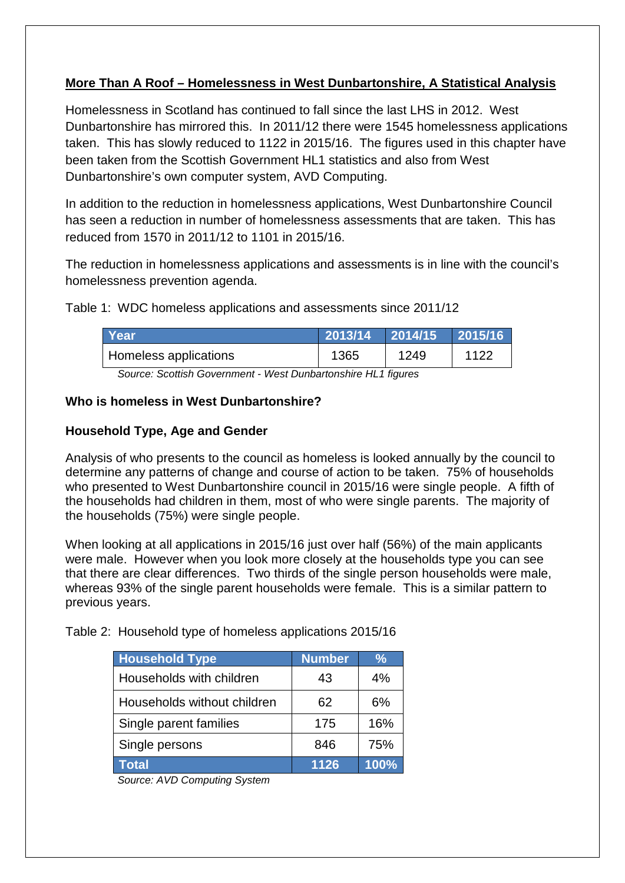## More Than A Roof – Homelessness in West Dunbartonshire, A Statistical Analysis

Homelessness in Scotland has continued to fall since the last LHS in 2012. West Dunbartonshire has mirrored this. In 2011/12 there were 1545 homelessness applications taken. This has slowly reduced to 1122 in 2015/16. The figures used in this chapter have been taken from the Scottish Government HL1 statistics and also from West Dunbartonshire's own computer system, AVD Computing.

In addition to the reduction in homelessness applications, West Dunbartonshire Council has seen a reduction in number of homelessness assessments that are taken. This has reduced from 1570 in 2011/12 to 1101 in 2015/16.

The reduction in homelessness applications and assessments is in line with the council's homelessness prevention agenda.

Table 1: WDC homeless applications and assessments since 2011/12

| Year | 2013/14 | 2014/15 | 2015/16 |
|---|---|---|---|
| Homeless applications | 1365 | 1249 | 1122 |

*Source: Scottish Government - West Dunbartonshire HL1 figures*

### Who is homeless in West Dunbartonshire?

### Household Type, Age and Gender

Analysis of who presents to the council as homeless is looked annually by the council to determine any patterns of change and course of action to be taken. 75% of households who presented to West Dunbartonshire council in 2015/16 were single people. A fifth of the households had children in them, most of who were single parents. The majority of the households (75%) were single people.

When looking at all applications in 2015/16 just over half (56%) of the main applicants were male. However when you look more closely at the households type you can see that there are clear differences. Two thirds of the single person households were male, whereas 93% of the single parent households were female. This is a similar pattern to previous years.

Table 2: Household type of homeless applications 2015/16

| Household Type | Number | % |
|---|---|---|
| Households with children | 43 | 4% |
| Households without children | 62 | 6% |
| Single parent families | 175 | 16% |
| Single persons | 846 | 75% |
| **Total** | **1126** | **100%** |

*Source: AVD Computing System*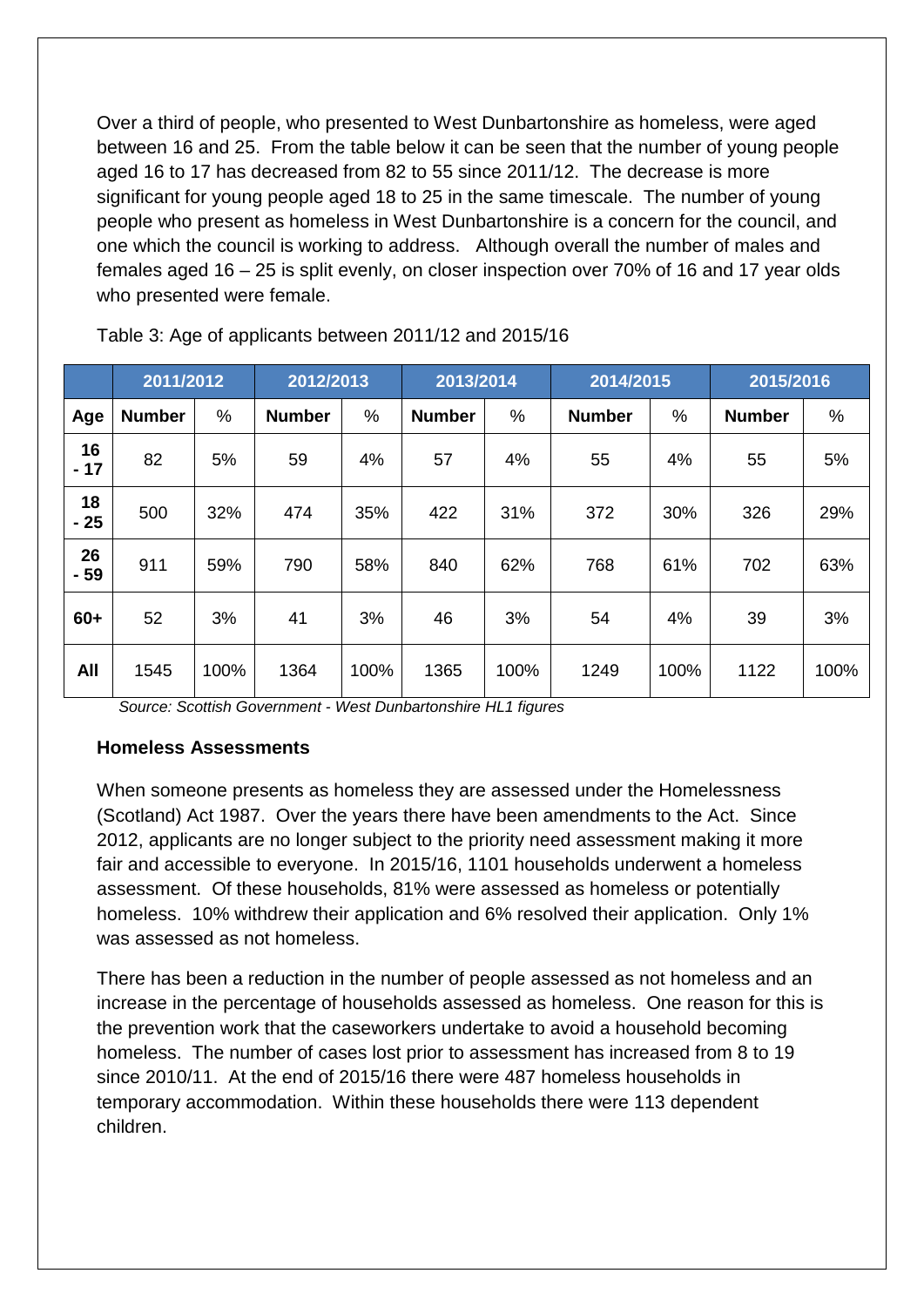Over a third of people, who presented to West Dunbartonshire as homeless, were aged between 16 and 25. From the table below it can be seen that the number of young people aged 16 to 17 has decreased from 82 to 55 since 2011/12. The decrease is more significant for young people aged 18 to 25 in the same timescale. The number of young people who present as homeless in West Dunbartonshire is a concern for the council, and one which the council is working to address. Although overall the number of males and females aged 16 – 25 is split evenly, on closer inspection over 70% of 16 and 17 year olds who presented were female.

Table 3: Age of applicants between 2011/12 and 2015/16

| | 2011/2012 | | 2012/2013 | | 2013/2014 | | 2014/2015 | | 2015/2016 | |
|---|---|---|---|---|---|---|---|---|---|---|
| **Age** | **Number** | % | **Number** | % | **Number** | % | **Number** | % | **Number** | % |
| **16 - 17** | 82 | 5% | 59 | 4% | 57 | 4% | 55 | 4% | 55 | 5% |
| **18 - 25** | 500 | 32% | 474 | 35% | 422 | 31% | 372 | 30% | 326 | 29% |
| **26 - 59** | 911 | 59% | 790 | 58% | 840 | 62% | 768 | 61% | 702 | 63% |
| **60+** | 52 | 3% | 41 | 3% | 46 | 3% | 54 | 4% | 39 | 3% |
| **All** | 1545 | 100% | 1364 | 100% | 1365 | 100% | 1249 | 100% | 1122 | 100% |

*Source: Scottish Government - West Dunbartonshire HL1 figures*

**Homeless Assessments**

When someone presents as homeless they are assessed under the Homelessness (Scotland) Act 1987. Over the years there have been amendments to the Act. Since 2012, applicants are no longer subject to the priority need assessment making it more fair and accessible to everyone. In 2015/16, 1101 households underwent a homeless assessment. Of these households, 81% were assessed as homeless or potentially homeless. 10% withdrew their application and 6% resolved their application. Only 1% was assessed as not homeless.

There has been a reduction in the number of people assessed as not homeless and an increase in the percentage of households assessed as homeless. One reason for this is the prevention work that the caseworkers undertake to avoid a household becoming homeless. The number of cases lost prior to assessment has increased from 8 to 19 since 2010/11. At the end of 2015/16 there were 487 homeless households in temporary accommodation. Within these households there were 113 dependent children.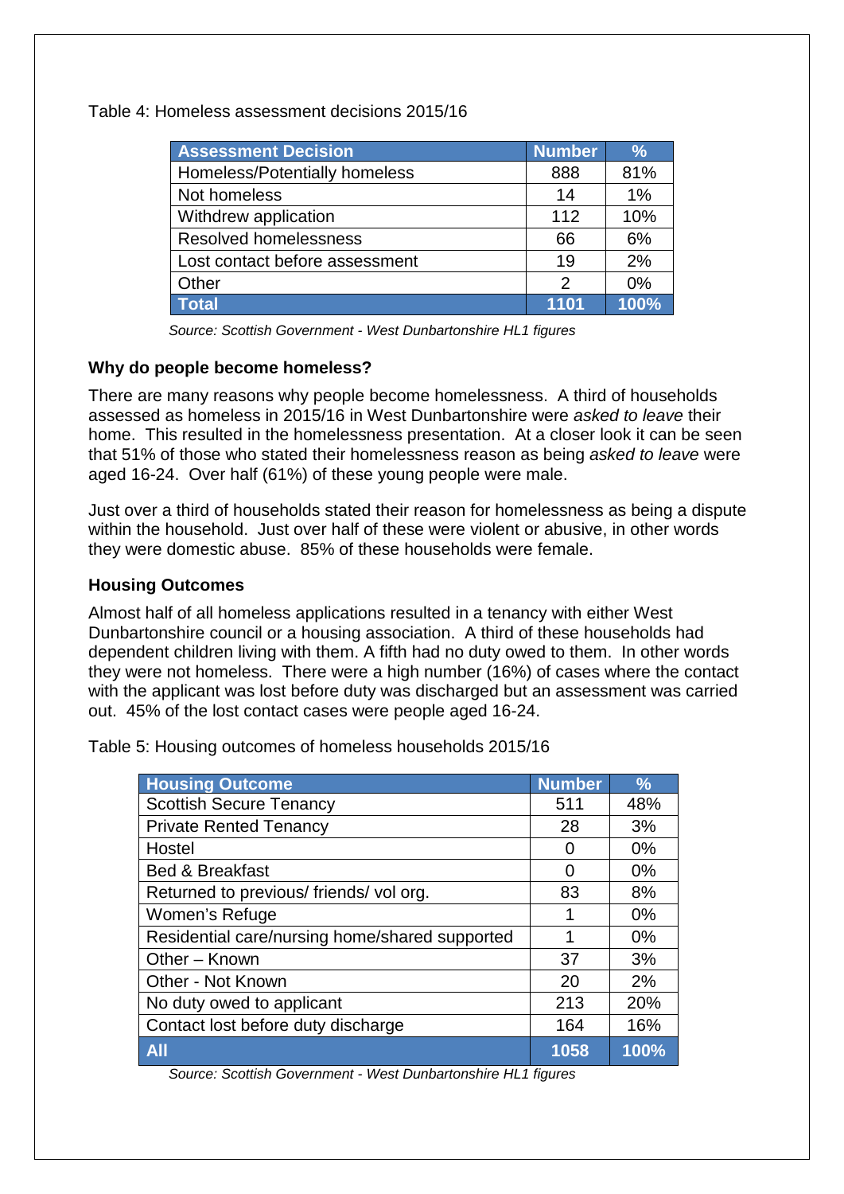Table 4: Homeless assessment decisions 2015/16

| Assessment Decision | Number | % |
|---|---|---|
| Homeless/Potentially homeless | 888 | 81% |
| Not homeless | 14 | 1% |
| Withdrew application | 112 | 10% |
| Resolved homelessness | 66 | 6% |
| Lost contact before assessment | 19 | 2% |
| Other | 2 | 0% |
| **Total** | **1101** | **100%** |

*Source: Scottish Government - West Dunbartonshire HL1 figures*

**Why do people become homeless?**

There are many reasons why people become homelessness. A third of households assessed as homeless in 2015/16 in West Dunbartonshire were *asked to leave* their home. This resulted in the homelessness presentation. At a closer look it can be seen that 51% of those who stated their homelessness reason as being *asked to leave* were aged 16-24. Over half (61%) of these young people were male.

Just over a third of households stated their reason for homelessness as being a dispute within the household. Just over half of these were violent or abusive, in other words they were domestic abuse. 85% of these households were female.

**Housing Outcomes**

Almost half of all homeless applications resulted in a tenancy with either West Dunbartonshire council or a housing association. A third of these households had dependent children living with them. A fifth had no duty owed to them. In other words they were not homeless. There were a high number (16%) of cases where the contact with the applicant was lost before duty was discharged but an assessment was carried out. 45% of the lost contact cases were people aged 16-24.

Table 5: Housing outcomes of homeless households 2015/16

| Housing Outcome | Number | % |
|---|---|---|
| Scottish Secure Tenancy | 511 | 48% |
| Private Rented Tenancy | 28 | 3% |
| Hostel | 0 | 0% |
| Bed & Breakfast | 0 | 0% |
| Returned to previous/ friends/ vol org. | 83 | 8% |
| Women's Refuge | 1 | 0% |
| Residential care/nursing home/shared supported | 1 | 0% |
| Other – Known | 37 | 3% |
| Other - Not Known | 20 | 2% |
| No duty owed to applicant | 213 | 20% |
| Contact lost before duty discharge | 164 | 16% |
| **All** | **1058** | **100%** |

*Source: Scottish Government - West Dunbartonshire HL1 figures*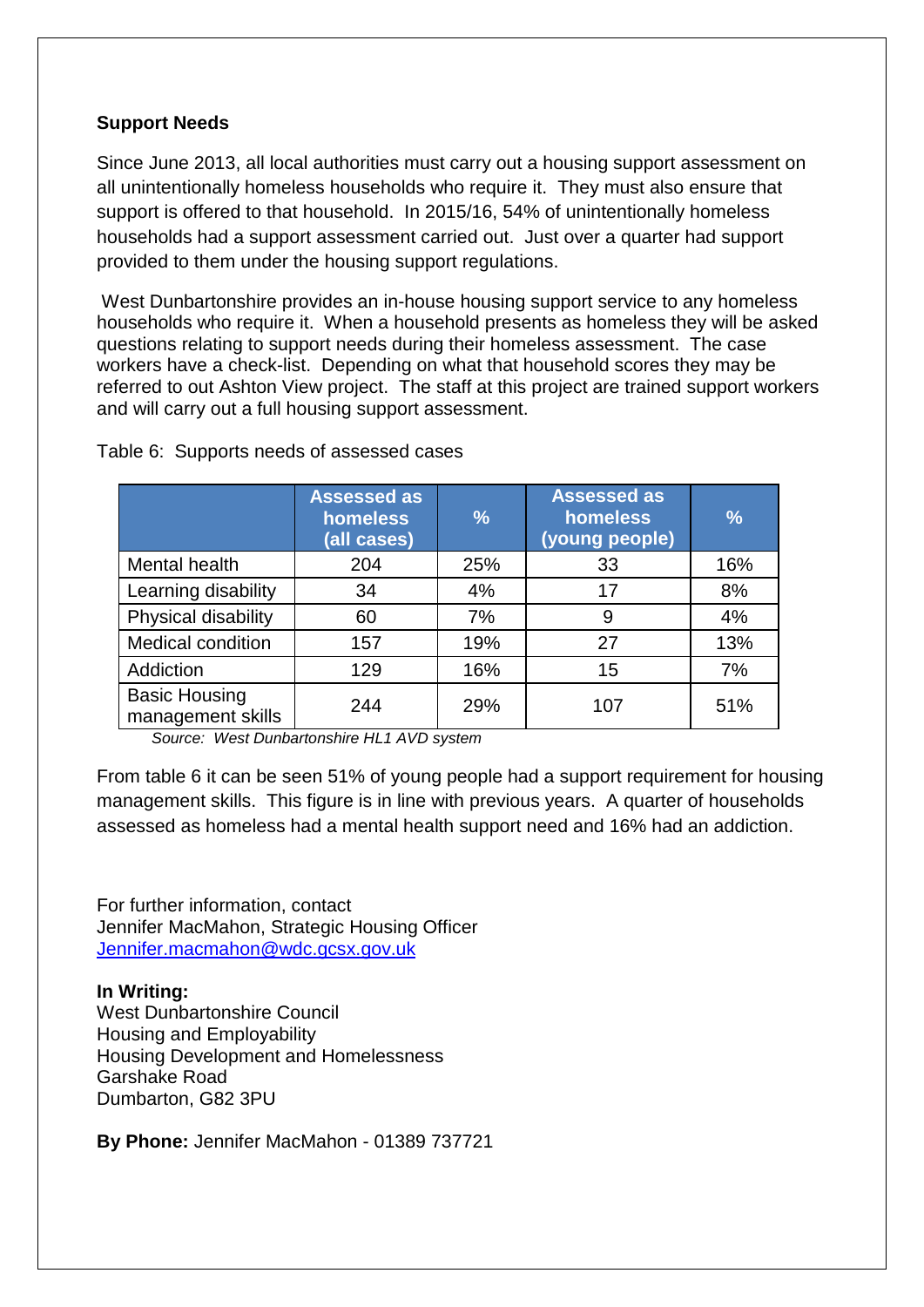**Support Needs**

Since June 2013, all local authorities must carry out a housing support assessment on all unintentionally homeless households who require it. They must also ensure that support is offered to that household. In 2015/16, 54% of unintentionally homeless households had a support assessment carried out. Just over a quarter had support provided to them under the housing support regulations.

West Dunbartonshire provides an in-house housing support service to any homeless households who require it. When a household presents as homeless they will be asked questions relating to support needs during their homeless assessment. The case workers have a check-list. Depending on what that household scores they may be referred to out Ashton View project. The staff at this project are trained support workers and will carry out a full housing support assessment.

Table 6: Supports needs of assessed cases

| | Assessed as homeless (all cases) | % | Assessed as homeless (young people) | % |
|---|---|---|---|---|
| Mental health | 204 | 25% | 33 | 16% |
| Learning disability | 34 | 4% | 17 | 8% |
| Physical disability | 60 | 7% | 9 | 4% |
| Medical condition | 157 | 19% | 27 | 13% |
| Addiction | 129 | 16% | 15 | 7% |
| Basic Housing management skills | 244 | 29% | 107 | 51% |

*Source: West Dunbartonshire HL1 AVD system*

From table 6 it can be seen 51% of young people had a support requirement for housing management skills. This figure is in line with previous years. A quarter of households assessed as homeless had a mental health support need and 16% had an addiction.

For further information, contact
Jennifer MacMahon, Strategic Housing Officer
Jennifer.macmahon@wdc.gcsx.gov.uk

**In Writing:**
West Dunbartonshire Council
Housing and Employability
Housing Development and Homelessness
Garshake Road
Dumbarton, G82 3PU

**By Phone:** Jennifer MacMahon - 01389 737721